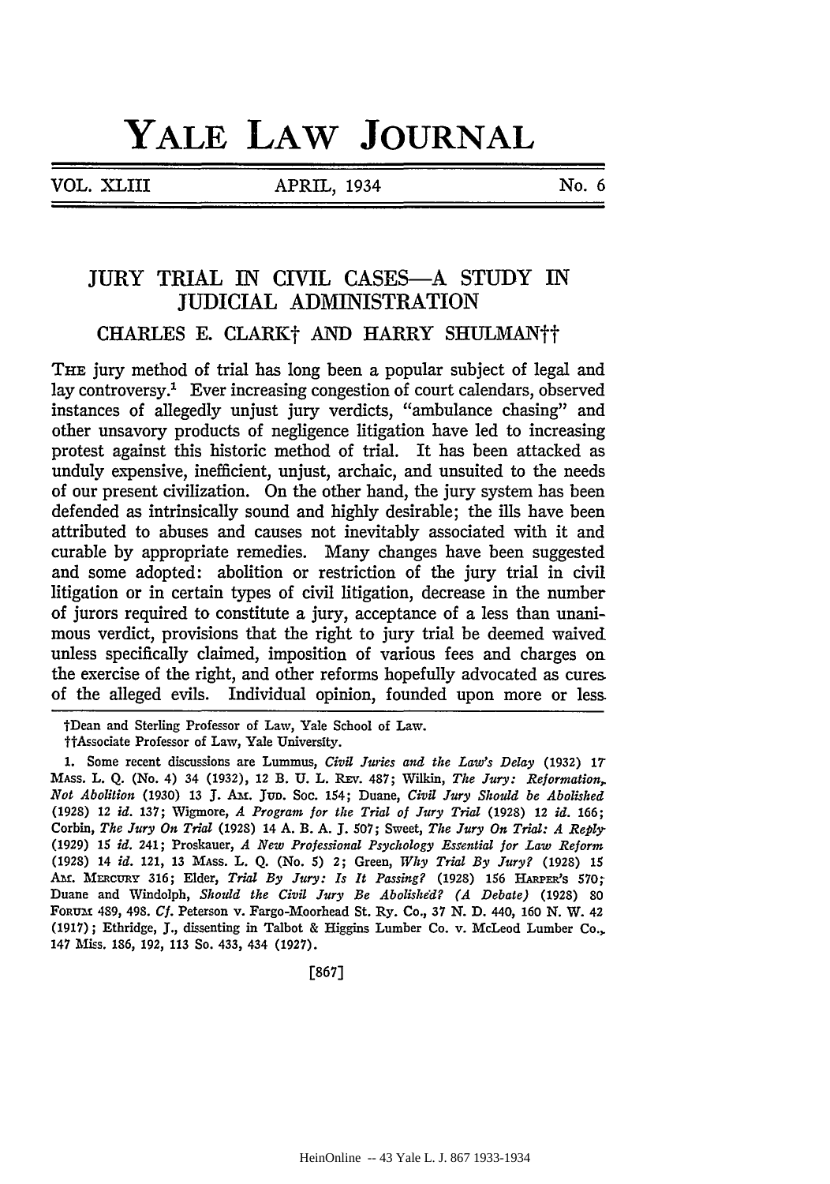# YALE LAW JOURNAL

VOL. XLIII APRIL, 1934 No. 6

## JURY TRIAL IN CIVIL CASES—A STUDY IN JUDICIAL ADMINISTRATION

### CHARLES E. CLARK† AND HARRY SHULMAN††

THE jury method of trial has long been a popular subject of legal and lay controversy.[1] Ever increasing congestion of court calendars, observed instances of allegedly unjust jury verdicts, "ambulance chasing" and other unsavory products of negligence litigation have led to increasing protest against this historic method of trial. It has been attacked as unduly expensive, inefficient, unjust, archaic, and unsuited to the needs of our present civilization. On the other hand, the jury system has been defended as intrinsically sound and highly desirable; the ills have been attributed to abuses and causes not inevitably associated with it and curable by appropriate remedies. Many changes have been suggested and some adopted: abolition or restriction of the jury trial in civil litigation or in certain types of civil litigation, decrease in the number of jurors required to constitute a jury, acceptance of a less than unanimous verdict, provisions that the right to jury trial be deemed waived unless specifically claimed, imposition of various fees and charges on the exercise of the right, and other reforms hopefully advocated as cures of the alleged evils. Individual opinion, founded upon more or less

---

†Dean and Sterling Professor of Law, Yale School of Law.

††Associate Professor of Law, Yale University.

1. Some recent discussions are Lummus, *Civil Juries and the Law's Delay* (1932) 17 MASS. L. Q. (No. 4) 34 (1932), 12 B. U. L. REV. 487; Wilkin, *The Jury: Reformation, Not Abolition* (1930) 13 J. AM. JUD. SOC. 154; Duane, *Civil Jury Should be Abolished* (1928) 12 *id.* 137; Wigmore, *A Program for the Trial of Jury Trial* (1928) 12 *id.* 166; Corbin, *The Jury On Trial* (1928) 14 A. B. A. J. 507; Sweet, *The Jury On Trial: A Reply* (1929) 15 *id.* 241; Proskauer, *A New Professional Psychology Essential for Law Reform* (1928) 14 *id.* 121, 13 MASS. L. Q. (No. 5) 2; Green, *Why Trial By Jury?* (1928) 15 AM. MERCURY 316; Elder, *Trial By Jury: Is It Passing?* (1928) 156 HARPER'S 570; Duane and Windolph, *Should the Civil Jury Be Abolished? (A Debate)* (1928) 80 FORUM 489, 498. *Cf.* Peterson v. Fargo-Moorhead St. Ry. Co., 37 N. D. 440, 160 N. W. 42 (1917); Ethridge, J., dissenting in Talbot & Higgins Lumber Co. v. McLeod Lumber Co., 147 Miss. 186, 192, 113 So. 433, 434 (1927).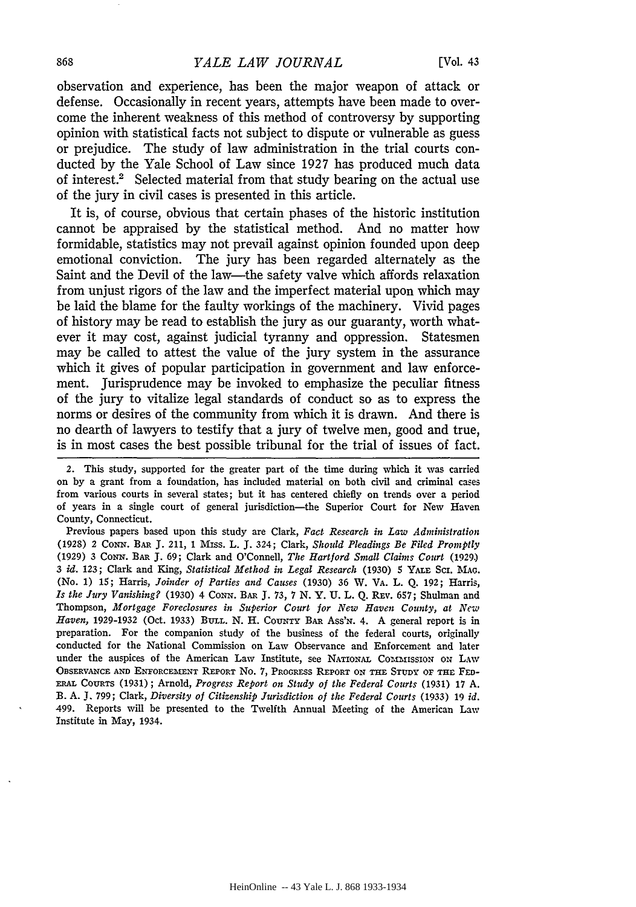observation and experience, has been the major weapon of attack or defense. Occasionally in recent years, attempts have been made to overcome the inherent weakness of this method of controversy by supporting opinion with statistical facts not subject to dispute or vulnerable as guess or prejudice. The study of law administration in the trial courts conducted by the Yale School of Law since 1927 has produced much data of interest.[2] Selected material from that study bearing on the actual use of the jury in civil cases is presented in this article.

It is, of course, obvious that certain phases of the historic institution cannot be appraised by the statistical method. And no matter how formidable, statistics may not prevail against opinion founded upon deep emotional conviction. The jury has been regarded alternately as the Saint and the Devil of the law—the safety valve which affords relaxation from unjust rigors of the law and the imperfect material upon which may be laid the blame for the faulty workings of the machinery. Vivid pages of history may be read to establish the jury as our guaranty, worth whatever it may cost, against judicial tyranny and oppression. Statesmen may be called to attest the value of the jury system in the assurance which it gives of popular participation in government and law enforcement. Jurisprudence may be invoked to emphasize the peculiar fitness of the jury to vitalize legal standards of conduct so as to express the norms or desires of the community from which it is drawn. And there is no dearth of lawyers to testify that a jury of twelve men, good and true, is in most cases the best possible tribunal for the trial of issues of fact.

---

2. This study, supported for the greater part of the time during which it was carried on by a grant from a foundation, has included material on both civil and criminal cases from various courts in several states; but it has centered chiefly on trends over a period of years in a single court of general jurisdiction—the Superior Court for New Haven County, Connecticut.

Previous papers based upon this study are Clark, *Fact Research in Law Administration* (1928) 2 CONN. BAR J. 211, 1 MISS. L. J. 324; Clark, *Should Pleadings Be Filed Promptly* (1929) 3 CONN. BAR J. 69; Clark and O'Connell, *The Hartford Small Claims Court* (1929) 3 *id.* 123; Clark and King, *Statistical Method in Legal Research* (1930) 5 YALE SCI. MAG. (No. 1) 15; Harris, *Joinder of Parties and Causes* (1930) 36 W. VA. L. Q. 192; Harris, *Is the Jury Vanishing?* (1930) 4 CONN. BAR J. 73, 7 N. Y. U. L. Q. REV. 657; Shulman and Thompson, *Mortgage Foreclosures in Superior Court for New Haven County, at New Haven,* 1929-1932 (Oct. 1933) BULL. N. H. COUNTY BAR ASS'N. 4. A general report is in preparation. For the companion study of the business of the federal courts, originally conducted for the National Commission on Law Observance and Enforcement and later under the auspices of the American Law Institute, see NATIONAL COMMISSION ON LAW OBSERVANCE AND ENFORCEMENT REPORT NO. 7, PROGRESS REPORT ON THE STUDY OF THE FEDERAL COURTS (1931); Arnold, *Progress Report on Study of the Federal Courts* (1931) 17 A. B. A. J. 799; Clark, *Diversity of Citizenship Jurisdiction of the Federal Courts* (1933) 19 *id.* 499. Reports will be presented to the Twelfth Annual Meeting of the American Law Institute in May, 1934.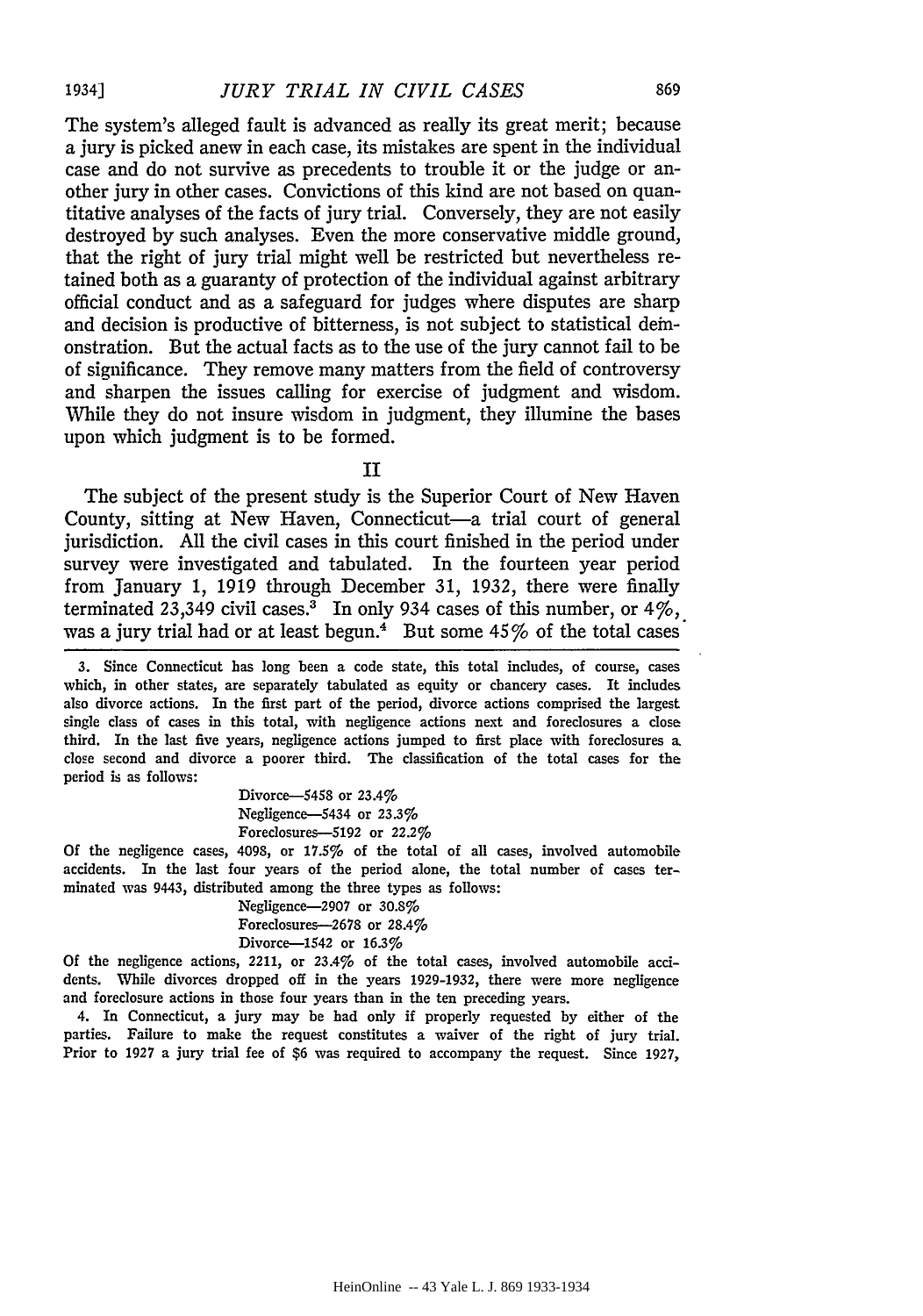The system's alleged fault is advanced as really its great merit; because a jury is picked anew in each case, its mistakes are spent in the individual case and do not survive as precedents to trouble it or the judge or another jury in other cases. Convictions of this kind are not based on quantitative analyses of the facts of jury trial. Conversely, they are not easily destroyed by such analyses. Even the more conservative middle ground, that the right of jury trial might well be restricted but nevertheless retained both as a guaranty of protection of the individual against arbitrary official conduct and as a safeguard for judges where disputes are sharp and decision is productive of bitterness, is not subject to statistical demonstration. But the actual facts as to the use of the jury cannot fail to be of significance. They remove many matters from the field of controversy and sharpen the issues calling for exercise of judgment and wisdom. While they do not insure wisdom in judgment, they illumine the bases upon which judgment is to be formed.

## II

The subject of the present study is the Superior Court of New Haven County, sitting at New Haven, Connecticut—a trial court of general jurisdiction. All the civil cases in this court finished in the period under survey were investigated and tabulated. In the fourteen year period from January 1, 1919 through December 31, 1932, there were finally terminated 23,349 civil cases.[3] In only 934 cases of this number, or 4%, was a jury trial had or at least begun.[4] But some 45% of the total cases

---

3. Since Connecticut has long been a code state, this total includes, of course, cases which, in other states, are separately tabulated as equity or chancery cases. It includes also divorce actions. In the first part of the period, divorce actions comprised the largest single class of cases in this total, with negligence actions next and foreclosures a close third. In the last five years, negligence actions jumped to first place with foreclosures a close second and divorce a poorer third. The classification of the total cases for the period is as follows:

Divorce—5458 or 23.4%
Negligence—5434 or 23.3%
Foreclosures—5192 or 22.2%

Of the negligence cases, 4098, or 17.5% of the total of all cases, involved automobile accidents. In the last four years of the period alone, the total number of cases terminated was 9443, distributed among the three types as follows:

Negligence—2907 or 30.8%
Foreclosures—2678 or 28.4%
Divorce—1542 or 16.3%

Of the negligence actions, 2211, or 23.4% of the total cases, involved automobile accidents. While divorces dropped off in the years 1929-1932, there were more negligence and foreclosure actions in those four years than in the ten preceding years.

4. In Connecticut, a jury may be had only if properly requested by either of the parties. Failure to make the request constitutes a waiver of the right of jury trial. Prior to 1927 a jury trial fee of $6 was required to accompany the request. Since 1927,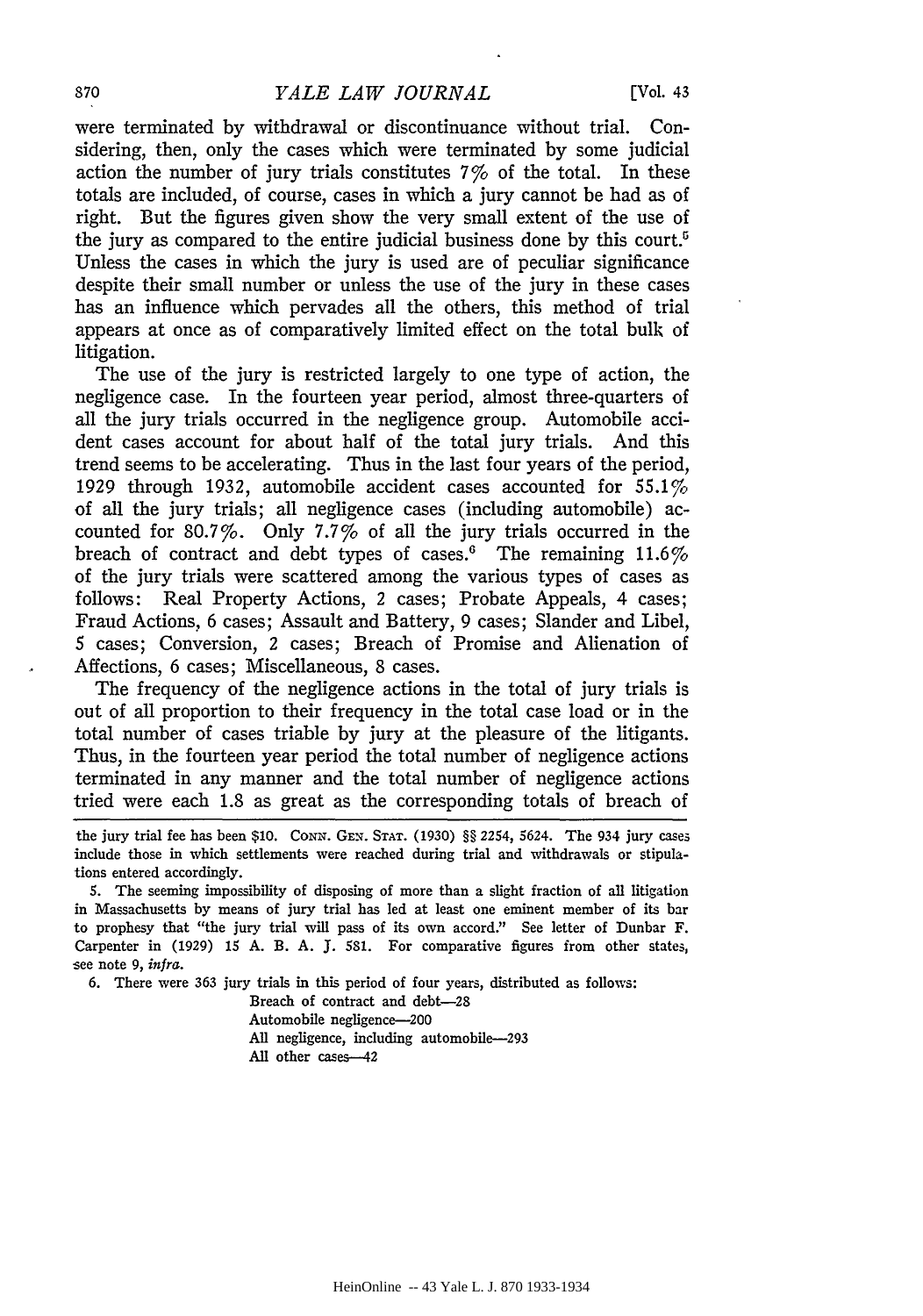were terminated by withdrawal or discontinuance without trial. Considering, then, only the cases which were terminated by some judicial action the number of jury trials constitutes 7% of the total. In these totals are included, of course, cases in which a jury cannot be had as of right. But the figures given show the very small extent of the use of the jury as compared to the entire judicial business done by this court.[5] Unless the cases in which the jury is used are of peculiar significance despite their small number or unless the use of the jury in these cases has an influence which pervades all the others, this method of trial appears at once as of comparatively limited effect on the total bulk of litigation.

The use of the jury is restricted largely to one type of action, the negligence case. In the fourteen year period, almost three-quarters of all the jury trials occurred in the negligence group. Automobile accident cases account for about half of the total jury trials. And this trend seems to be accelerating. Thus in the last four years of the period, 1929 through 1932, automobile accident cases accounted for 55.1% of all the jury trials; all negligence cases (including automobile) accounted for 80.7%. Only 7.7% of all the jury trials occurred in the breach of contract and debt types of cases.[6] The remaining 11.6% of the jury trials were scattered among the various types of cases as follows: Real Property Actions, 2 cases; Probate Appeals, 4 cases; Fraud Actions, 6 cases; Assault and Battery, 9 cases; Slander and Libel, 5 cases; Conversion, 2 cases; Breach of Promise and Alienation of Affections, 6 cases; Miscellaneous, 8 cases.

The frequency of the negligence actions in the total of jury trials is out of all proportion to their frequency in the total case load or in the total number of cases triable by jury at the pleasure of the litigants. Thus, in the fourteen year period the total number of negligence actions terminated in any manner and the total number of negligence actions tried were each 1.8 as great as the corresponding totals of breach of

---

the jury trial fee has been $10. CONN. GEN. STAT. (1930) §§ 2254, 5624. The 934 jury cases include those in which settlements were reached during trial and withdrawals or stipulations entered accordingly.

5. The seeming impossibility of disposing of more than a slight fraction of all litigation in Massachusetts by means of jury trial has led at least one eminent member of its bar to prophesy that "the jury trial will pass of its own accord." See letter of Dunbar F. Carpenter in (1929) 15 A. B. A. J. 581. For comparative figures from other states, see note 9, *infra*.

6. There were 363 jury trials in this period of four years, distributed as follows:

Breach of contract and debt—28
Automobile negligence—200
All negligence, including automobile—293
All other cases—42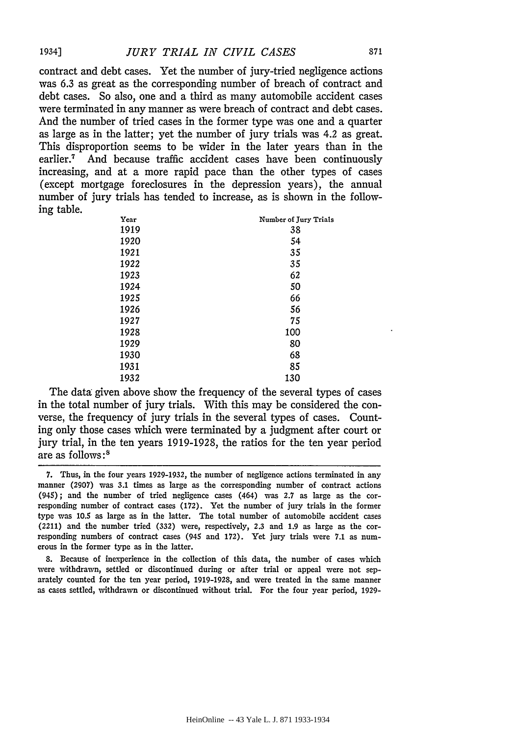contract and debt cases. Yet the number of jury-tried negligence actions was 6.3 as great as the corresponding number of breach of contract and debt cases. So also, one and a third as many automobile accident cases were terminated in any manner as were breach of contract and debt cases. And the number of tried cases in the former type was one and a quarter as large as in the latter; yet the number of jury trials was 4.2 as great. This disproportion seems to be wider in the later years than in the earlier.[7] And because traffic accident cases have been continuously increasing, and at a more rapid pace than the other types of cases (except mortgage foreclosures in the depression years), the annual number of jury trials has tended to increase, as is shown in the following table.

| Year | Number of Jury Trials |
|---|---|
| 1919 | 38 |
| 1920 | 54 |
| 1921 | 35 |
| 1922 | 35 |
| 1923 | 62 |
| 1924 | 50 |
| 1925 | 66 |
| 1926 | 56 |
| 1927 | 75 |
| 1928 | 100 |
| 1929 | 80 |
| 1930 | 68 |
| 1931 | 85 |
| 1932 | 130 |

The data given above show the frequency of the several types of cases in the total number of jury trials. With this may be considered the converse, the frequency of jury trials in the several types of cases. Counting only those cases which were terminated by a judgment after court or jury trial, in the ten years 1919-1928, the ratios for the ten year period are as follows:[8]

---

7. Thus, in the four years 1929-1932, the number of negligence actions terminated in any manner (2907) was 3.1 times as large as the corresponding number of contract actions (945); and the number of tried negligence cases (464) was 2.7 as large as the corresponding number of contract cases (172). Yet the number of jury trials in the former type was 10.5 as large as in the latter. The total number of automobile accident cases (2211) and the number tried (332) were, respectively, 2.3 and 1.9 as large as the corresponding numbers of contract cases (945 and 172). Yet jury trials were 7.1 as numerous in the former type as in the latter.

8. Because of inexperience in the collection of this data, the number of cases which were withdrawn, settled or discontinued during or after trial or appeal were not separately counted for the ten year period, 1919-1928, and were treated in the same manner as cases settled, withdrawn or discontinued without trial. For the four year period, 1929-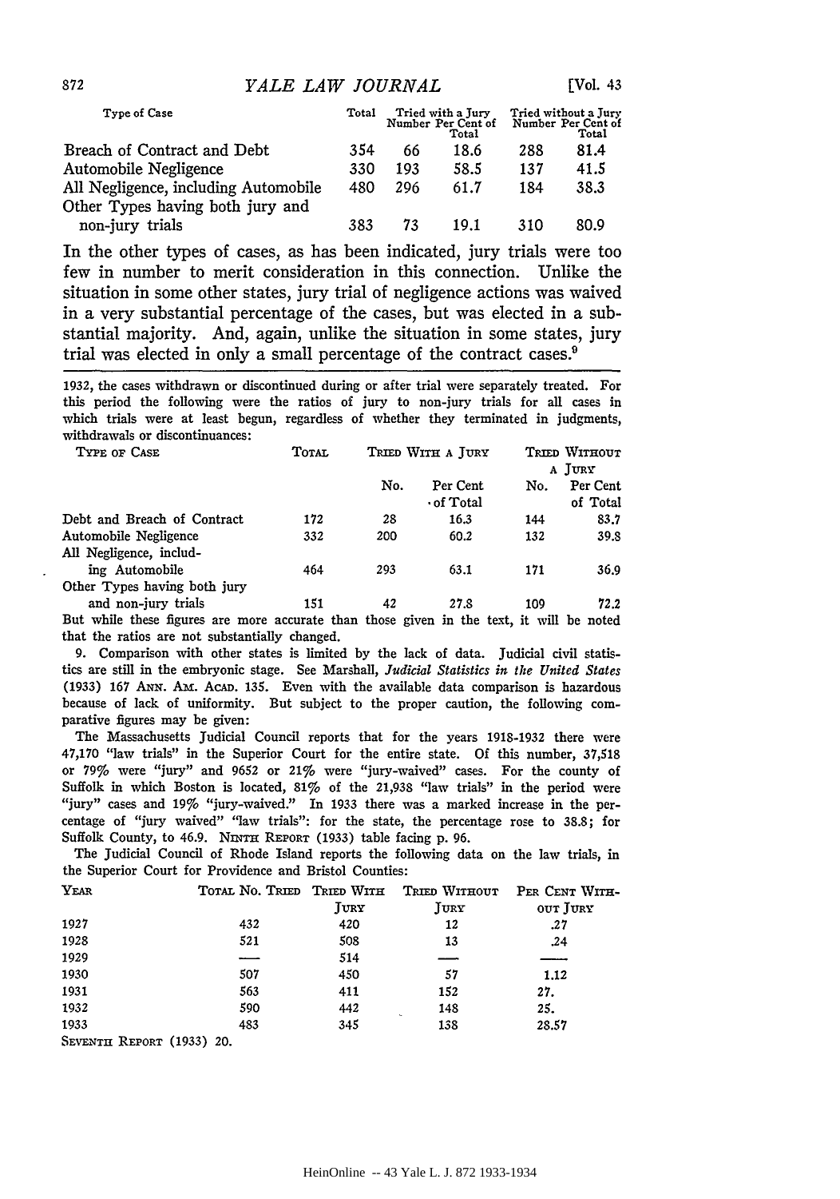| Type of Case | Total | Tried with a Jury | | Tried without a Jury | |
|---|---|---|---|---|---|
| | | Number | Per Cent of Total | Number | Per Cent of Total |
| Breach of Contract and Debt | 354 | 66 | 18.6 | 288 | 81.4 |
| Automobile Negligence | 330 | 193 | 58.5 | 137 | 41.5 |
| All Negligence, including Automobile | 480 | 296 | 61.7 | 184 | 38.3 |
| Other Types having both jury and non-jury trials | 383 | 73 | 19.1 | 310 | 80.9 |

In the other types of cases, as has been indicated, jury trials were too few in number to merit consideration in this connection. Unlike the situation in some other states, jury trial of negligence actions was waived in a very substantial percentage of the cases, but was elected in a substantial majority. And, again, unlike the situation in some states, jury trial was elected in only a small percentage of the contract cases.[9]

---

1932, the cases withdrawn or discontinued during or after trial were separately treated. For this period the following were the ratios of jury to non-jury trials for all cases in which trials were at least begun, regardless of whether they terminated in judgments, withdrawals or discontinuances:

| Type of Case | Total | Tried With a Jury | | Tried Without a Jury | |
|---|---|---|---|---|---|
| | | No. | Per Cent of Total | No. | Per Cent of Total |
| Debt and Breach of Contract | 172 | 28 | 16.3 | 144 | 83.7 |
| Automobile Negligence | 332 | 200 | 60.2 | 132 | 39.8 |
| All Negligence, including Automobile | 464 | 293 | 63.1 | 171 | 36.9 |
| Other Types having both jury and non-jury trials | 151 | 42 | 27.8 | 109 | 72.2 |

But while these figures are more accurate than those given in the text, it will be noted that the ratios are not substantially changed.

9. Comparison with other states is limited by the lack of data. Judicial civil statistics are still in the embryonic stage. See Marshall, *Judicial Statistics in the United States* (1933) 167 Ann. Am. Acad. 135. Even with the available data comparison is hazardous because of lack of uniformity. But subject to the proper caution, the following comparative figures may be given:

The Massachusetts Judicial Council reports that for the years 1918-1932 there were 47,170 "law trials" in the Superior Court for the entire state. Of this number, 37,518 or 79% were "jury" and 9652 or 21% were "jury-waived" cases. For the county of Suffolk in which Boston is located, 81% of the 21,938 "law trials" in the period were "jury" cases and 19% "jury-waived." In 1933 there was a marked increase in the percentage of "jury waived" "law trials": for the state, the percentage rose to 38.8; for Suffolk County, to 46.9. Ninth Report (1933) table facing p. 96.

The Judicial Council of Rhode Island reports the following data on the law trials, in the Superior Court for Providence and Bristol Counties:

| Year | Total No. Tried | Tried With Jury | Tried Without Jury | Per Cent Without Jury |
|---|---|---|---|---|
| 1927 | 432 | 420 | 12 | .27 |
| 1928 | 521 | 508 | 13 | .24 |
| 1929 | — | 514 | — | — |
| 1930 | 507 | 450 | 57 | 1.12 |
| 1931 | 563 | 411 | 152 | 27. |
| 1932 | 590 | 442 | 148 | 25. |
| 1933 | 483 | 345 | 138 | 28.57 |

Seventh Report (1933) 20.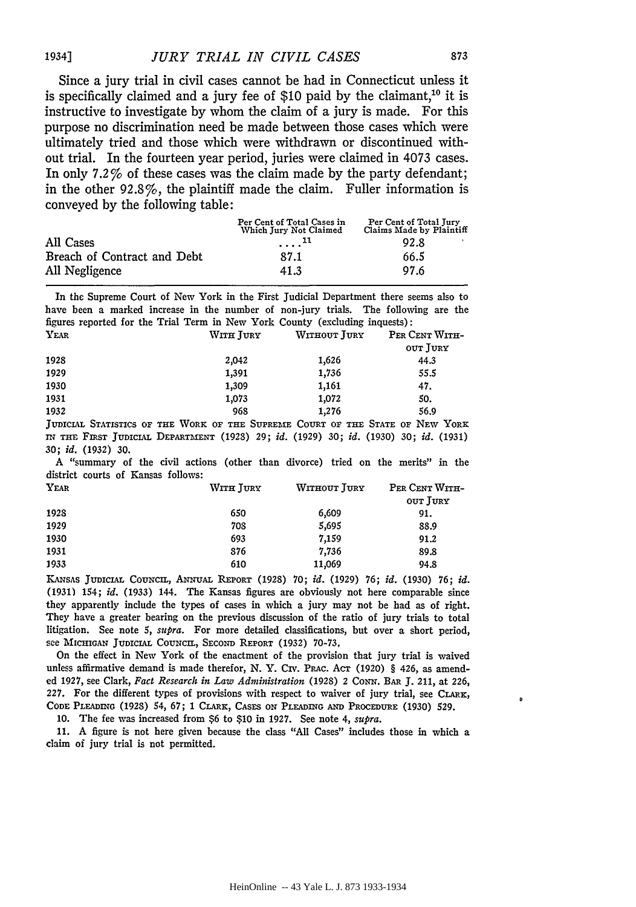Since a jury trial in civil cases cannot be had in Connecticut unless it is specifically claimed and a jury fee of $10 paid by the claimant,[10] it is instructive to investigate by whom the claim of a jury is made. For this purpose no discrimination need be made between those cases which were ultimately tried and those which were withdrawn or discontinued without trial. In the fourteen year period, juries were claimed in 4073 cases. In only 7.2% of these cases was the claim made by the party defendant; in the other 92.8%, the plaintiff made the claim. Fuller information is conveyed by the following table:

| | Per Cent of Total Cases in Which Jury Not Claimed | Per Cent of Total Jury Claims Made by Plaintiff |
|---|---|---|
| All Cases | . . . .[11] | 92.8 |
| Breach of Contract and Debt | 87.1 | 66.5 |
| All Negligence | 41.3 | 97.6 |

---

In the Supreme Court of New York in the First Judicial Department there seems also to have been a marked increase in the number of non-jury trials. The following are the figures reported for the Trial Term in New York County (excluding inquests):

| YEAR | WITH JURY | WITHOUT JURY | PER CENT WITHOUT JURY |
|---|---|---|---|
| 1928 | 2,042 | 1,626 | 44.3 |
| 1929 | 1,391 | 1,736 | 55.5 |
| 1930 | 1,309 | 1,161 | 47. |
| 1931 | 1,073 | 1,072 | 50. |
| 1932 | 968 | 1,276 | 56.9 |

JUDICIAL STATISTICS OF THE WORK OF THE SUPREME COURT OF THE STATE OF NEW YORK IN THE FIRST JUDICIAL DEPARTMENT (1928) 29; *id.* (1929) 30; *id.* (1930) 30; *id.* (1931) 30; *id.* (1932) 30.

A "summary of the civil actions (other than divorce) tried on the merits" in the district courts of Kansas follows:

| YEAR | WITH JURY | WITHOUT JURY | PER CENT WITHOUT JURY |
|---|---|---|---|
| 1928 | 650 | 6,609 | 91. |
| 1929 | 708 | 5,695 | 88.9 |
| 1930 | 693 | 7,159 | 91.2 |
| 1931 | 876 | 7,736 | 89.8 |
| 1933 | 610 | 11,069 | 94.8 |

KANSAS JUDICIAL COUNCIL, ANNUAL REPORT (1928) 70; *id.* (1929) 76; *id.* (1930) 76; *id.* (1931) 154; *id.* (1933) 144. The Kansas figures are obviously not here comparable since they apparently include the types of cases in which a jury may not be had as of right. They have a greater bearing on the previous discussion of the ratio of jury trials to total litigation. See note 5, *supra*. For more detailed classifications, but over a short period, see MICHIGAN JUDICIAL COUNCIL, SECOND REPORT (1932) 70-73.

On the effect in New York of the enactment of the provision that jury trial is waived unless affirmative demand is made therefor, N. Y. CIV. PRAC. ACT (1920) § 426, as amended 1927, see Clark, *Fact Research in Law Administration* (1928) 2 CONN. BAR J. 211, at 226, 227. For the different types of provisions with respect to waiver of jury trial, see CLARK, CODE PLEADING (1928) 54, 67; 1 CLARK, CASES ON PLEADING AND PROCEDURE (1930) 529.

10. The fee was increased from $6 to $10 in 1927. See note 4, *supra*.

11. A figure is not here given because the class "All Cases" includes those in which a claim of jury trial is not permitted.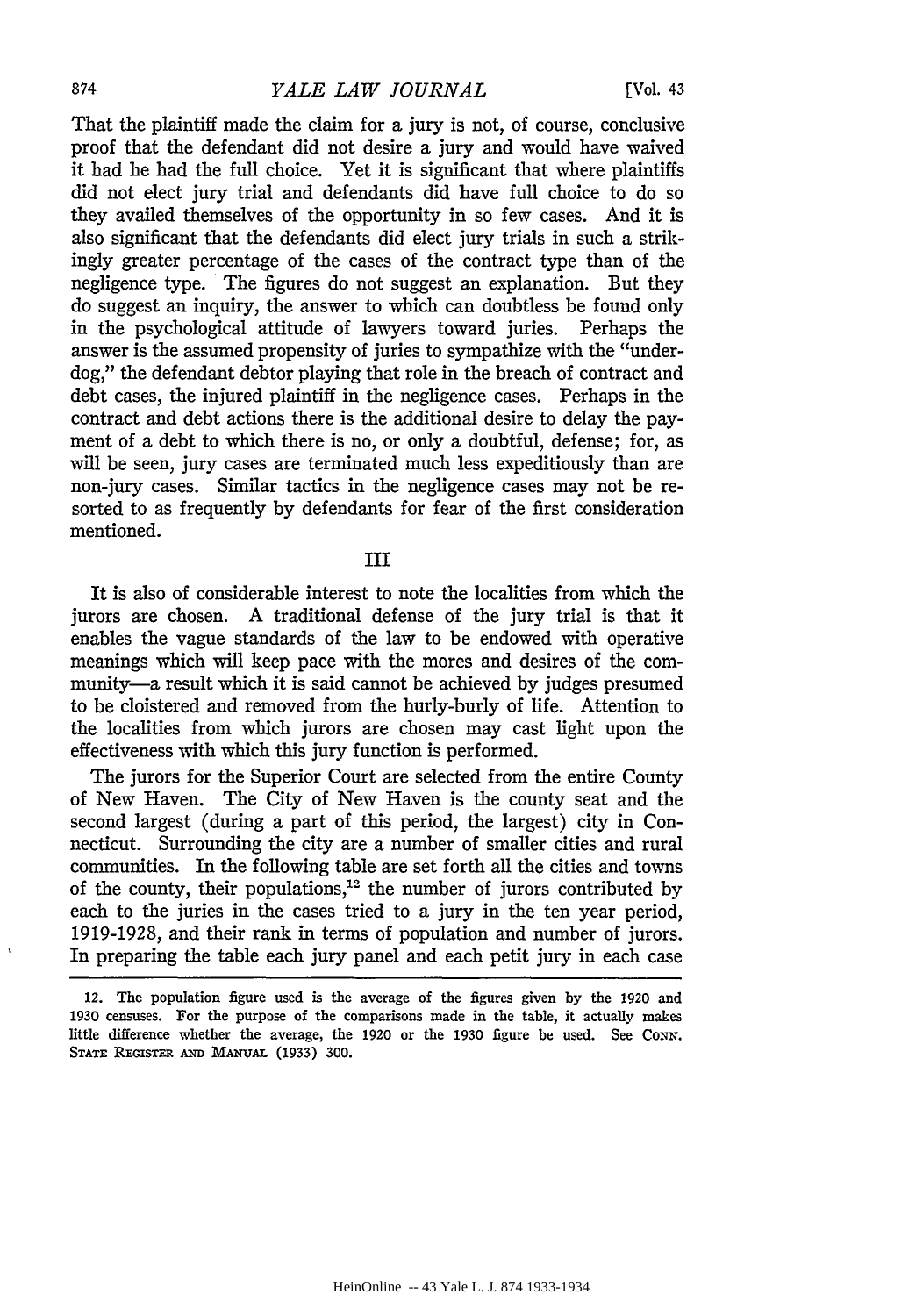That the plaintiff made the claim for a jury is not, of course, conclusive proof that the defendant did not desire a jury and would have waived it had he had the full choice. Yet it is significant that where plaintiffs did not elect jury trial and defendants did have full choice to do so they availed themselves of the opportunity in so few cases. And it is also significant that the defendants did elect jury trials in such a strikingly greater percentage of the cases of the contract type than of the negligence type. The figures do not suggest an explanation. But they do suggest an inquiry, the answer to which can doubtless be found only in the psychological attitude of lawyers toward juries. Perhaps the answer is the assumed propensity of juries to sympathize with the "underdog," the defendant debtor playing that role in the breach of contract and debt cases, the injured plaintiff in the negligence cases. Perhaps in the contract and debt actions there is the additional desire to delay the payment of a debt to which there is no, or only a doubtful, defense; for, as will be seen, jury cases are terminated much less expeditiously than are non-jury cases. Similar tactics in the negligence cases may not be resorted to as frequently by defendants for fear of the first consideration mentioned.

## III

It is also of considerable interest to note the localities from which the jurors are chosen. A traditional defense of the jury trial is that it enables the vague standards of the law to be endowed with operative meanings which will keep pace with the mores and desires of the community—a result which it is said cannot be achieved by judges presumed to be cloistered and removed from the hurly-burly of life. Attention to the localities from which jurors are chosen may cast light upon the effectiveness with which this jury function is performed.

The jurors for the Superior Court are selected from the entire County of New Haven. The City of New Haven is the county seat and the second largest (during a part of this period, the largest) city in Connecticut. Surrounding the city are a number of smaller cities and rural communities. In the following table are set forth all the cities and towns of the county, their populations,[12] the number of jurors contributed by each to the juries in the cases tried to a jury in the ten year period, 1919-1928, and their rank in terms of population and number of jurors. In preparing the table each jury panel and each petit jury in each case

---

12. The population figure used is the average of the figures given by the 1920 and 1930 censuses. For the purpose of the comparisons made in the table, it actually makes little difference whether the average, the 1920 or the 1930 figure be used. See CONN. STATE REGISTER AND MANUAL (1933) 300.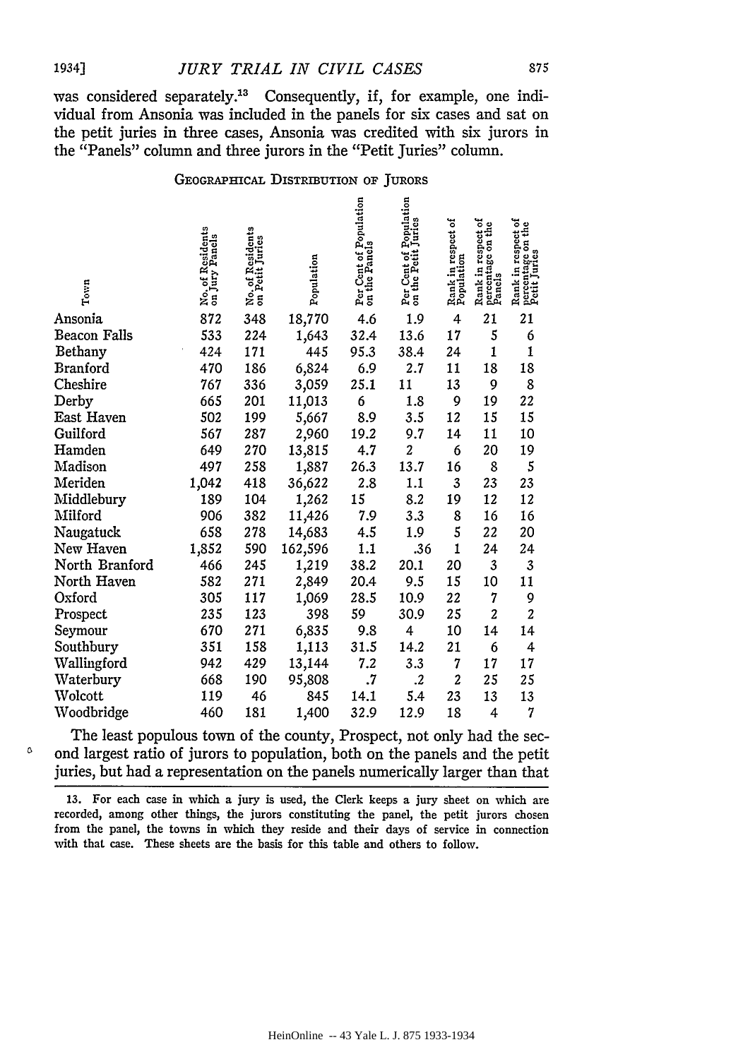was considered separately.[13] Consequently, if, for example, one individual from Ansonia was included in the panels for six cases and sat on the petit juries in three cases, Ansonia was credited with six jurors in the "Panels" column and three jurors in the "Petit Juries" column.

GEOGRAPHICAL DISTRIBUTION OF JURORS

| Town | No. of Residents on Jury Panels | No. of Residents on Petit Juries | Population | Per Cent of Population on the Panels | Per Cent of Population on the Petit Juries | Rank in respect of Population | Rank in respect of percentage on the Panels | Rank in respect of percentage on the Petit Juries |
|---|---|---|---|---|---|---|---|---|
| Ansonia | 872 | 348 | 18,770 | 4.6 | 1.9 | 4 | 21 | 21 |
| Beacon Falls | 533 | 224 | 1,643 | 32.4 | 13.6 | 17 | 5 | 6 |
| Bethany | 424 | 171 | 445 | 95.3 | 38.4 | 24 | 1 | 1 |
| Branford | 470 | 186 | 6,824 | 6.9 | 2.7 | 11 | 18 | 18 |
| Cheshire | 767 | 336 | 3,059 | 25.1 | 11 | 13 | 9 | 8 |
| Derby | 665 | 201 | 11,013 | 6 | 1.8 | 9 | 19 | 22 |
| East Haven | 502 | 199 | 5,667 | 8.9 | 3.5 | 12 | 15 | 15 |
| Guilford | 567 | 287 | 2,960 | 19.2 | 9.7 | 14 | 11 | 10 |
| Hamden | 649 | 270 | 13,815 | 4.7 | 2 | 6 | 20 | 19 |
| Madison | 497 | 258 | 1,887 | 26.3 | 13.7 | 16 | 8 | 5 |
| Meriden | 1,042 | 418 | 36,622 | 2.8 | 1.1 | 3 | 23 | 23 |
| Middlebury | 189 | 104 | 1,262 | 15 | 8.2 | 19 | 12 | 12 |
| Milford | 906 | 382 | 11,426 | 7.9 | 3.3 | 8 | 16 | 16 |
| Naugatuck | 658 | 278 | 14,683 | 4.5 | 1.9 | 5 | 22 | 20 |
| New Haven | 1,852 | 590 | 162,596 | 1.1 | .36 | 1 | 24 | 24 |
| North Branford | 466 | 245 | 1,219 | 38.2 | 20.1 | 20 | 3 | 3 |
| North Haven | 582 | 271 | 2,849 | 20.4 | 9.5 | 15 | 10 | 11 |
| Oxford | 305 | 117 | 1,069 | 28.5 | 10.9 | 22 | 7 | 9 |
| Prospect | 235 | 123 | 398 | 59 | 30.9 | 25 | 2 | 2 |
| Seymour | 670 | 271 | 6,835 | 9.8 | 4 | 10 | 14 | 14 |
| Southbury | 351 | 158 | 1,113 | 31.5 | 14.2 | 21 | 6 | 4 |
| Wallingford | 942 | 429 | 13,144 | 7.2 | 3.3 | 7 | 17 | 17 |
| Waterbury | 668 | 190 | 95,808 | .7 | .2 | 2 | 25 | 25 |
| Wolcott | 119 | 46 | 845 | 14.1 | 5.4 | 23 | 13 | 13 |
| Woodbridge | 460 | 181 | 1,400 | 32.9 | 12.9 | 18 | 4 | 7 |

The least populous town of the county, Prospect, not only had the second largest ratio of jurors to population, both on the panels and the petit juries, but had a representation on the panels numerically larger than that

13. For each case in which a jury is used, the Clerk keeps a jury sheet on which are recorded, among other things, the jurors constituting the panel, the petit jurors chosen from the panel, the towns in which they reside and their days of service in connection with that case. These sheets are the basis for this table and others to follow.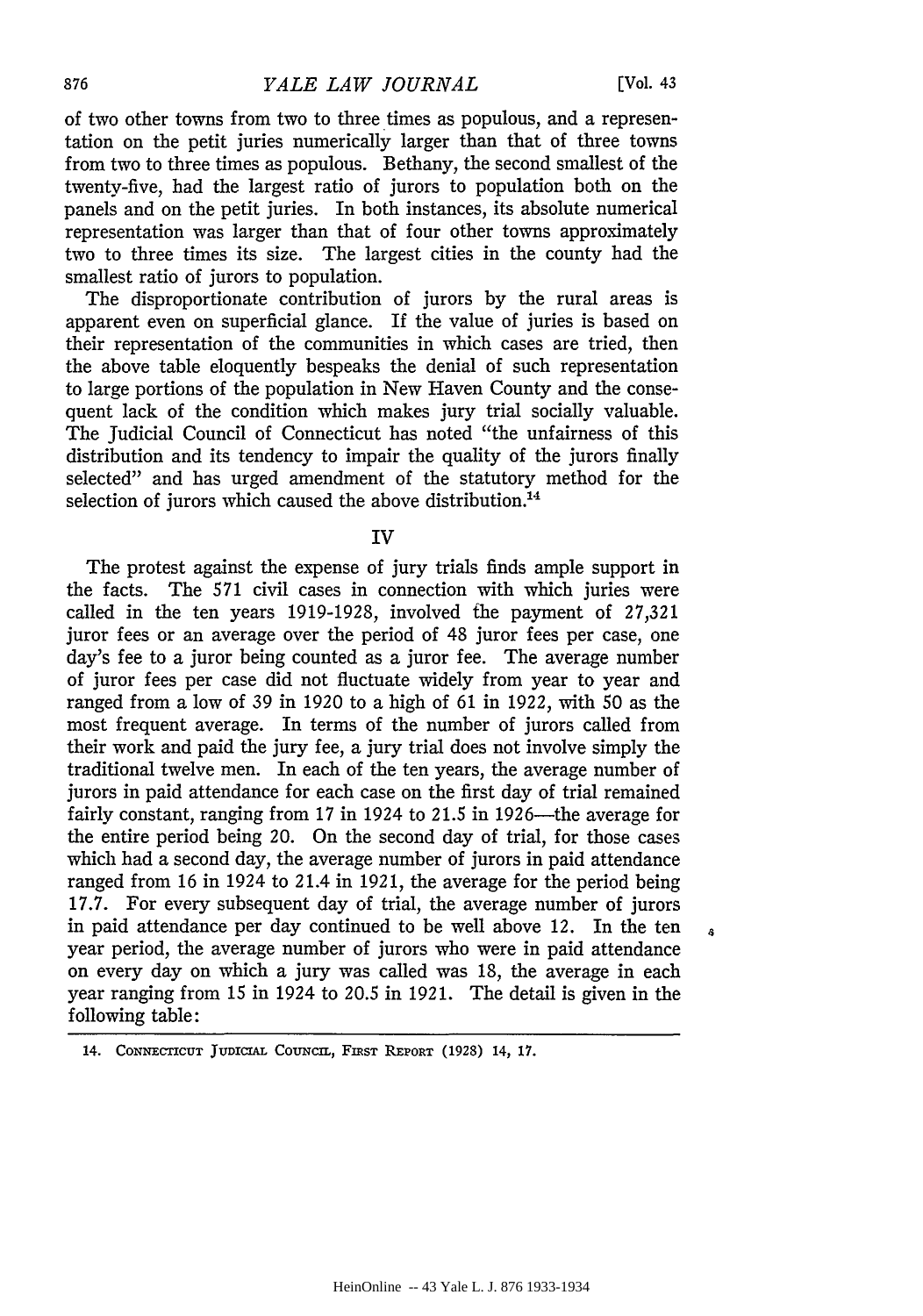of two other towns from two to three times as populous, and a representation on the petit juries numerically larger than that of three towns from two to three times as populous. Bethany, the second smallest of the twenty-five, had the largest ratio of jurors to population both on the panels and on the petit juries. In both instances, its absolute numerical representation was larger than that of four other towns approximately two to three times its size. The largest cities in the county had the smallest ratio of jurors to population.

The disproportionate contribution of jurors by the rural areas is apparent even on superficial glance. If the value of juries is based on their representation of the communities in which cases are tried, then the above table eloquently bespeaks the denial of such representation to large portions of the population in New Haven County and the consequent lack of the condition which makes jury trial socially valuable. The Judicial Council of Connecticut has noted "the unfairness of this distribution and its tendency to impair the quality of the jurors finally selected" and has urged amendment of the statutory method for the selection of jurors which caused the above distribution.[14]

## IV

The protest against the expense of jury trials finds ample support in the facts. The 571 civil cases in connection with which juries were called in the ten years 1919-1928, involved the payment of 27,321 juror fees or an average over the period of 48 juror fees per case, one day's fee to a juror being counted as a juror fee. The average number of juror fees per case did not fluctuate widely from year to year and ranged from a low of 39 in 1920 to a high of 61 in 1922, with 50 as the most frequent average. In terms of the number of jurors called from their work and paid the jury fee, a jury trial does not involve simply the traditional twelve men. In each of the ten years, the average number of jurors in paid attendance for each case on the first day of trial remained fairly constant, ranging from 17 in 1924 to 21.5 in 1926—the average for the entire period being 20. On the second day of trial, for those cases which had a second day, the average number of jurors in paid attendance ranged from 16 in 1924 to 21.4 in 1921, the average for the period being 17.7. For every subsequent day of trial, the average number of jurors in paid attendance per day continued to be well above 12. In the ten year period, the average number of jurors who were in paid attendance on every day on which a jury was called was 18, the average in each year ranging from 15 in 1924 to 20.5 in 1921. The detail is given in the following table:

14. Connecticut Judicial Council, First Report (1928) 14, 17.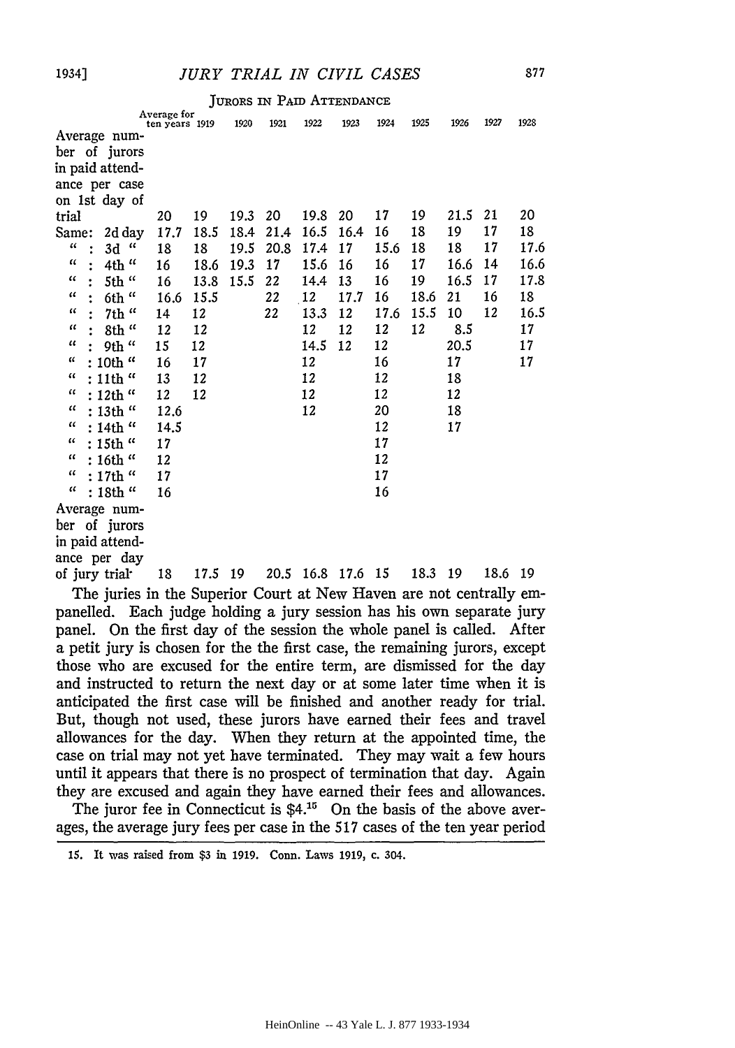JURORS IN PAID ATTENDANCE

| | Average for ten years | 1919 | 1920 | 1921 | 1922 | 1923 | 1924 | 1925 | 1926 | 1927 | 1928 |
|---|---|---|---|---|---|---|---|---|---|---|---|
| Average number of jurors in paid attendance per case on 1st day of trial | 20 | 19 | 19.3 | 20 | 19.8 | 20 | 17 | 19 | 21.5 | 21 | 20 |
| Same: 2d day | 17.7 | 18.5 | 18.4 | 21.4 | 16.5 | 16.4 | 16 | 18 | 19 | 17 | 18 |
| " : 3d " | 18 | 18 | 19.5 | 20.8 | 17.4 | 17 | 15.6 | 18 | 18 | 17 | 17.6 |
| " : 4th " | 16 | 18.6 | 19.3 | 17 | 15.6 | 16 | 16 | 17 | 16.6 | 14 | 16.6 |
| " : 5th " | 16 | 13.8 | 15.5 | 22 | 14.4 | 13 | 16 | 19 | 16.5 | 17 | 17.8 |
| " : 6th " | 16.6 | 15.5 | | 22 | 12 | 17.7 | 16 | 18.6 | 21 | 16 | 18 |
| " : 7th " | 14 | 12 | | 22 | 13.3 | 12 | 17.6 | 15.5 | 10 | 12 | 16.5 |
| " : 8th " | 12 | 12 | | | 12 | 12 | 12 | 12 | 8.5 | | 17 |
| " : 9th " | 15 | 12 | | | 14.5 | 12 | 12 | | 20.5 | | 17 |
| " : 10th " | 16 | 17 | | | 12 | | 16 | | 17 | | 17 |
| " : 11th " | 13 | 12 | | | 12 | | 12 | | 18 | | |
| " : 12th " | 12 | 12 | | | 12 | | 12 | | 12 | | |
| " : 13th " | 12.6 | | | | 12 | | 20 | | 18 | | |
| " : 14th " | 14.5 | | | | | | 12 | | 17 | | |
| " : 15th " | 17 | | | | | | 17 | | | | |
| " : 16th " | 12 | | | | | | 12 | | | | |
| " : 17th " | 17 | | | | | | 17 | | | | |
| " : 18th " | 16 | | | | | | 16 | | | | |
| Average number of jurors in paid attendance per day of jury trial | 18 | 17.5 | 19 | 20.5 | 16.8 | 17.6 | 15 | 18.3 | 19 | 18.6 | 19 |

The juries in the Superior Court at New Haven are not centrally empanelled. Each judge holding a jury session has his own separate jury panel. On the first day of the session the whole panel is called. After a petit jury is chosen for the the first case, the remaining jurors, except those who are excused for the entire term, are dismissed for the day and instructed to return the next day or at some later time when it is anticipated the first case will be finished and another ready for trial. But, though not used, these jurors have earned their fees and travel allowances for the day. When they return at the appointed time, the case on trial may not yet have terminated. They may wait a few hours until it appears that there is no prospect of termination that day. Again they are excused and again they have earned their fees and allowances.

The juror fee in Connecticut is $4.[15] On the basis of the above averages, the average jury fees per case in the 517 cases of the ten year period

15. It was raised from $3 in 1919. Conn. Laws 1919, c. 304.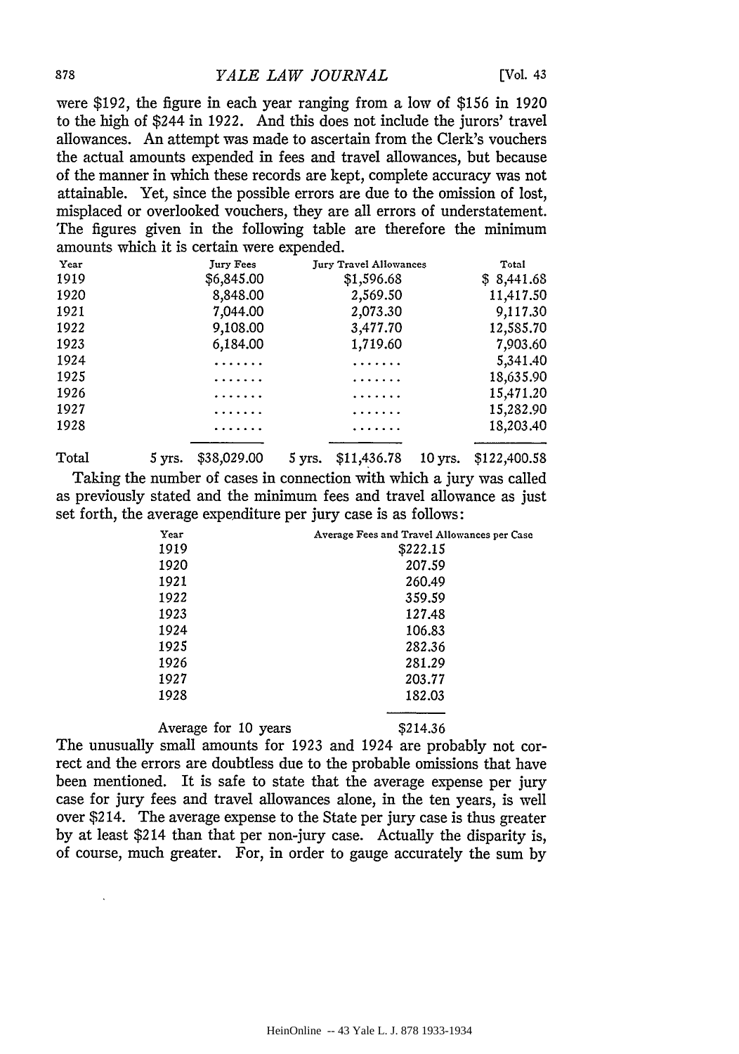were $192, the figure in each year ranging from a low of $156 in 1920 to the high of $244 in 1922. And this does not include the jurors' travel allowances. An attempt was made to ascertain from the Clerk's vouchers the actual amounts expended in fees and travel allowances, but because of the manner in which these records are kept, complete accuracy was not attainable. Yet, since the possible errors are due to the omission of lost, misplaced or overlooked vouchers, they are all errors of understatement. The figures given in the following table are therefore the minimum amounts which it is certain were expended.

| Year | Jury Fees | Jury Travel Allowances | Total |
|---|---|---|---|
| 1919 | $6,845.00 | $1,596.68 | $ 8,441.68 |
| 1920 | 8,848.00 | 2,569.50 | 11,417.50 |
| 1921 | 7,044.00 | 2,073.30 | 9,117.30 |
| 1922 | 9,108.00 | 3,477.70 | 12,585.70 |
| 1923 | 6,184.00 | 1,719.60 | 7,903.60 |
| 1924 | ....... | ....... | 5,341.40 |
| 1925 | ....... | ....... | 18,635.90 |
| 1926 | ....... | ....... | 15,471.20 |
| 1927 | ....... | ....... | 15,282.90 |
| 1928 | ....... | ....... | 18,203.40 |
| Total | 5 yrs. $38,029.00 | 5 yrs. $11,436.78 | 10 yrs. $122,400.58 |

Taking the number of cases in connection with which a jury was called as previously stated and the minimum fees and travel allowance as just set forth, the average expenditure per jury case is as follows:

| Year | Average Fees and Travel Allowances per Case |
|---|---|
| 1919 | $222.15 |
| 1920 | 207.59 |
| 1921 | 260.49 |
| 1922 | 359.59 |
| 1923 | 127.48 |
| 1924 | 106.83 |
| 1925 | 282.36 |
| 1926 | 281.29 |
| 1927 | 203.77 |
| 1928 | 182.03 |
| Average for 10 years | $214.36 |

The unusually small amounts for 1923 and 1924 are probably not correct and the errors are doubtless due to the probable omissions that have been mentioned. It is safe to state that the average expense per jury case for jury fees and travel allowances alone, in the ten years, is well over $214. The average expense to the State per jury case is thus greater by at least $214 than that per non-jury case. Actually the disparity is, of course, much greater. For, in order to gauge accurately the sum by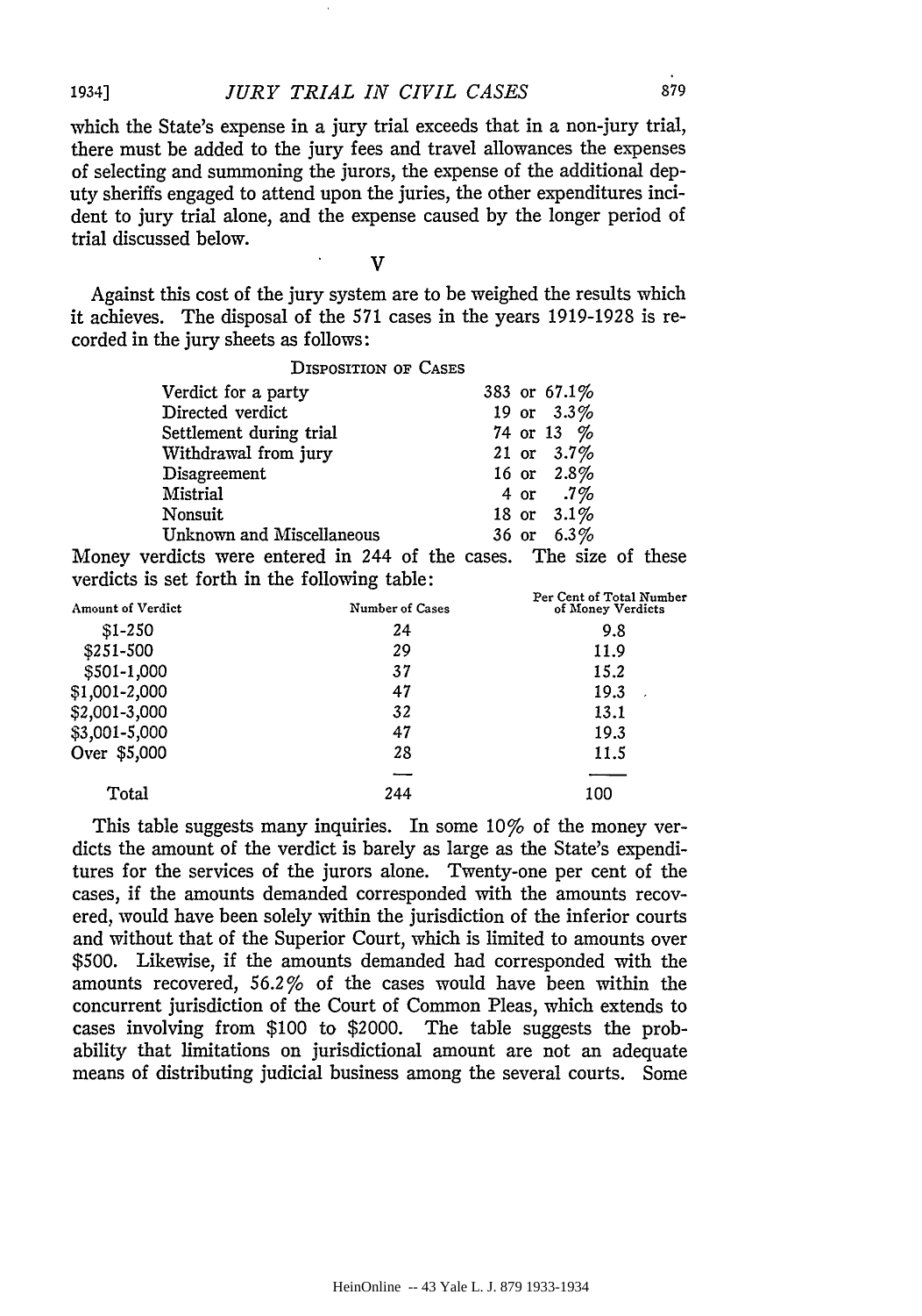which the State's expense in a jury trial exceeds that in a non-jury trial, there must be added to the jury fees and travel allowances the expenses of selecting and summoning the jurors, the expense of the additional deputy sheriffs engaged to attend upon the juries, the other expenditures incident to jury trial alone, and the expense caused by the longer period of trial discussed below.

## V

Against this cost of the jury system are to be weighed the results which it achieves. The disposal of the 571 cases in the years 1919-1928 is recorded in the jury sheets as follows:

DISPOSITION OF CASES

| | |
|---|---|
| Verdict for a party | 383 or 67.1% |
| Directed verdict | 19 or 3.3% |
| Settlement during trial | 74 or 13 % |
| Withdrawal from jury | 21 or 3.7% |
| Disagreement | 16 or 2.8% |
| Mistrial | 4 or .7% |
| Nonsuit | 18 or 3.1% |
| Unknown and Miscellaneous | 36 or 6.3% |

Money verdicts were entered in 244 of the cases. The size of these verdicts is set forth in the following table:

| Amount of Verdict | Number of Cases | Per Cent of Total Number of Money Verdicts |
|---|---|---|
| $1-250 | 24 | 9.8 |
| $251-500 | 29 | 11.9 |
| $501-1,000 | 37 | 15.2 |
| $1,001-2,000 | 47 | 19.3 |
| $2,001-3,000 | 32 | 13.1 |
| $3,001-5,000 | 47 | 19.3 |
| Over $5,000 | 28 | 11.5 |
| Total | 244 | 100 |

This table suggests many inquiries. In some 10% of the money verdicts the amount of the verdict is barely as large as the State's expenditures for the services of the jurors alone. Twenty-one per cent of the cases, if the amounts demanded corresponded with the amounts recovered, would have been solely within the jurisdiction of the inferior courts and without that of the Superior Court, which is limited to amounts over $500. Likewise, if the amounts demanded had corresponded with the amounts recovered, 56.2% of the cases would have been within the concurrent jurisdiction of the Court of Common Pleas, which extends to cases involving from $100 to $2000. The table suggests the probability that limitations on jurisdictional amount are not an adequate means of distributing judicial business among the several courts. Some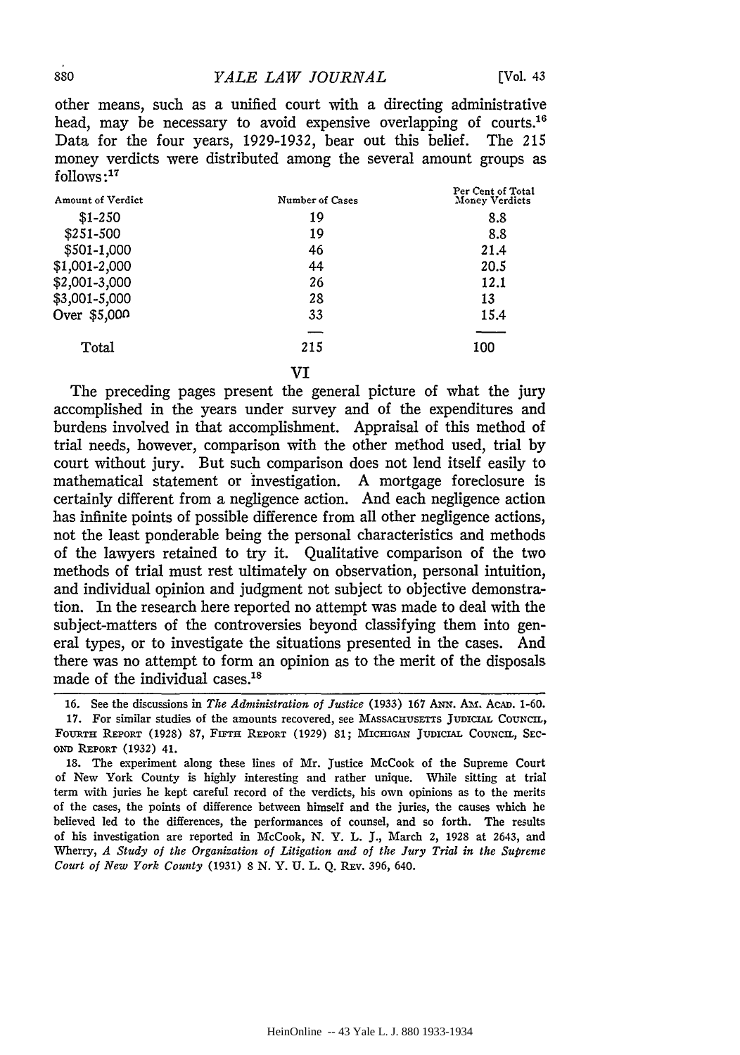other means, such as a unified court with a directing administrative head, may be necessary to avoid expensive overlapping of courts.[16] Data for the four years, 1929-1932, bear out this belief. The 215 money verdicts were distributed among the several amount groups as follows:[17]

| Amount of Verdict | Number of Cases | Per Cent of Total Money Verdicts |
|---|---|---|
| $1-250 | 19 | 8.8 |
| $251-500 | 19 | 8.8 |
| $501-1,000 | 46 | 21.4 |
| $1,001-2,000 | 44 | 20.5 |
| $2,001-3,000 | 26 | 12.1 |
| $3,001-5,000 | 28 | 13 |
| Over $5,000 | 33 | 15.4 |
| Total | 215 | 100 |

## VI

The preceding pages present the general picture of what the jury accomplished in the years under survey and of the expenditures and burdens involved in that accomplishment. Appraisal of this method of trial needs, however, comparison with the other method used, trial by court without jury. But such comparison does not lend itself easily to mathematical statement or investigation. A mortgage foreclosure is certainly different from a negligence action. And each negligence action has infinite points of possible difference from all other negligence actions, not the least ponderable being the personal characteristics and methods of the lawyers retained to try it. Qualitative comparison of the two methods of trial must rest ultimately on observation, personal intuition, and individual opinion and judgment not subject to objective demonstration. In the research here reported no attempt was made to deal with the subject-matters of the controversies beyond classifying them into general types, or to investigate the situations presented in the cases. And there was no attempt to form an opinion as to the merit of the disposals made of the individual cases.[18]

---

16. See the discussions in *The Administration of Justice* (1933) 167 ANN. AM. ACAD. 1-60.

17. For similar studies of the amounts recovered, see MASSACHUSETTS JUDICIAL COUNCIL, FOURTH REPORT (1928) 87, FIFTH REPORT (1929) 81; MICHIGAN JUDICIAL COUNCIL, SECOND REPORT (1932) 41.

18. The experiment along these lines of Mr. Justice McCook of the Supreme Court of New York County is highly interesting and rather unique. While sitting at trial term with juries he kept careful record of the verdicts, his own opinions as to the merits of the cases, the points of difference between himself and the juries, the causes which he believed led to the differences, the performances of counsel, and so forth. The results of his investigation are reported in McCook, N. Y. L. J., March 2, 1928 at 2643, and Wherry, *A Study of the Organization of Litigation and of the Jury Trial in the Supreme Court of New York County* (1931) 8 N. Y. U. L. Q. REV. 396, 640.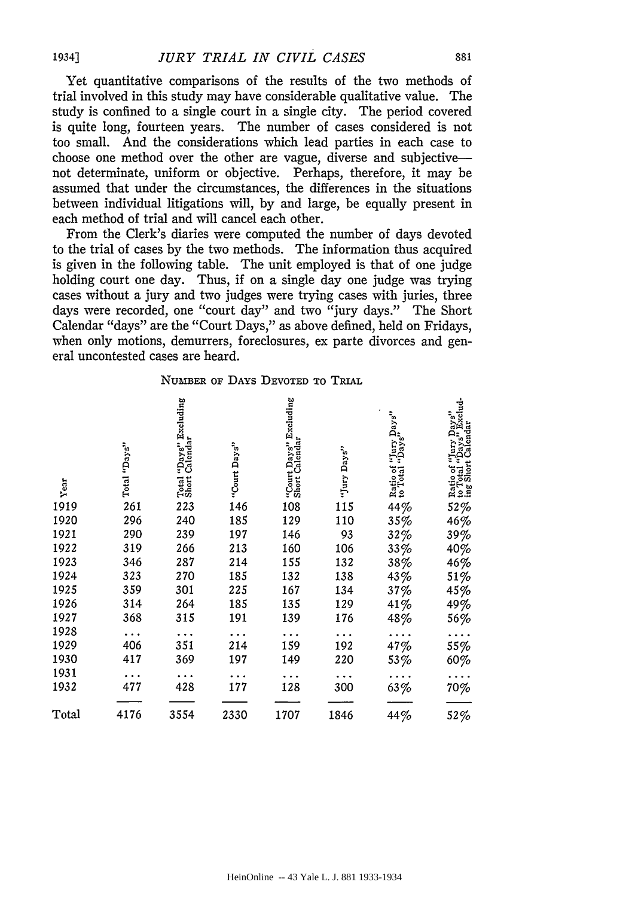Yet quantitative comparisons of the results of the two methods of trial involved in this study may have considerable qualitative value. The study is confined to a single court in a single city. The period covered is quite long, fourteen years. The number of cases considered is not too small. And the considerations which lead parties in each case to choose one method over the other are vague, diverse and subjective—not determinate, uniform or objective. Perhaps, therefore, it may be assumed that under the circumstances, the differences in the situations between individual litigations will, by and large, be equally present in each method of trial and will cancel each other.

From the Clerk's diaries were computed the number of days devoted to the trial of cases by the two methods. The information thus acquired is given in the following table. The unit employed is that of one judge holding court one day. Thus, if on a single day one judge was trying cases without a jury and two judges were trying cases with juries, three days were recorded, one "court day" and two "jury days." The Short Calendar "days" are the "Court Days," as above defined, held on Fridays, when only motions, demurrers, foreclosures, ex parte divorces and general uncontested cases are heard.

NUMBER OF DAYS DEVOTED TO TRIAL

| Year | Total "Days" | Total "Days" Excluding Short Calendar | "Court Days" | "Court Days" Excluding Short Calendar | "Jury Days" | Ratio of "Jury Days" to Total "Days" | Ratio of "Jury Days" to Total "Days" Excluding Short Calendar |
|---|---|---|---|---|---|---|---|
| 1919 | 261 | 223 | 146 | 108 | 115 | 44% | 52% |
| 1920 | 296 | 240 | 185 | 129 | 110 | 35% | 46% |
| 1921 | 290 | 239 | 197 | 146 | 93 | 32% | 39% |
| 1922 | 319 | 266 | 213 | 160 | 106 | 33% | 40% |
| 1923 | 346 | 287 | 214 | 155 | 132 | 38% | 46% |
| 1924 | 323 | 270 | 185 | 132 | 138 | 43% | 51% |
| 1925 | 359 | 301 | 225 | 167 | 134 | 37% | 45% |
| 1926 | 314 | 264 | 185 | 135 | 129 | 41% | 49% |
| 1927 | 368 | 315 | 191 | 139 | 176 | 48% | 56% |
| 1928 | ... | ... | ... | ... | ... | .... | .... |
| 1929 | 406 | 351 | 214 | 159 | 192 | 47% | 55% |
| 1930 | 417 | 369 | 197 | 149 | 220 | 53% | 60% |
| 1931 | ... | ... | ... | ... | ... | .... | .... |
| 1932 | 477 | 428 | 177 | 128 | 300 | 63% | 70% |
| Total | 4176 | 3554 | 2330 | 1707 | 1846 | 44% | 52% |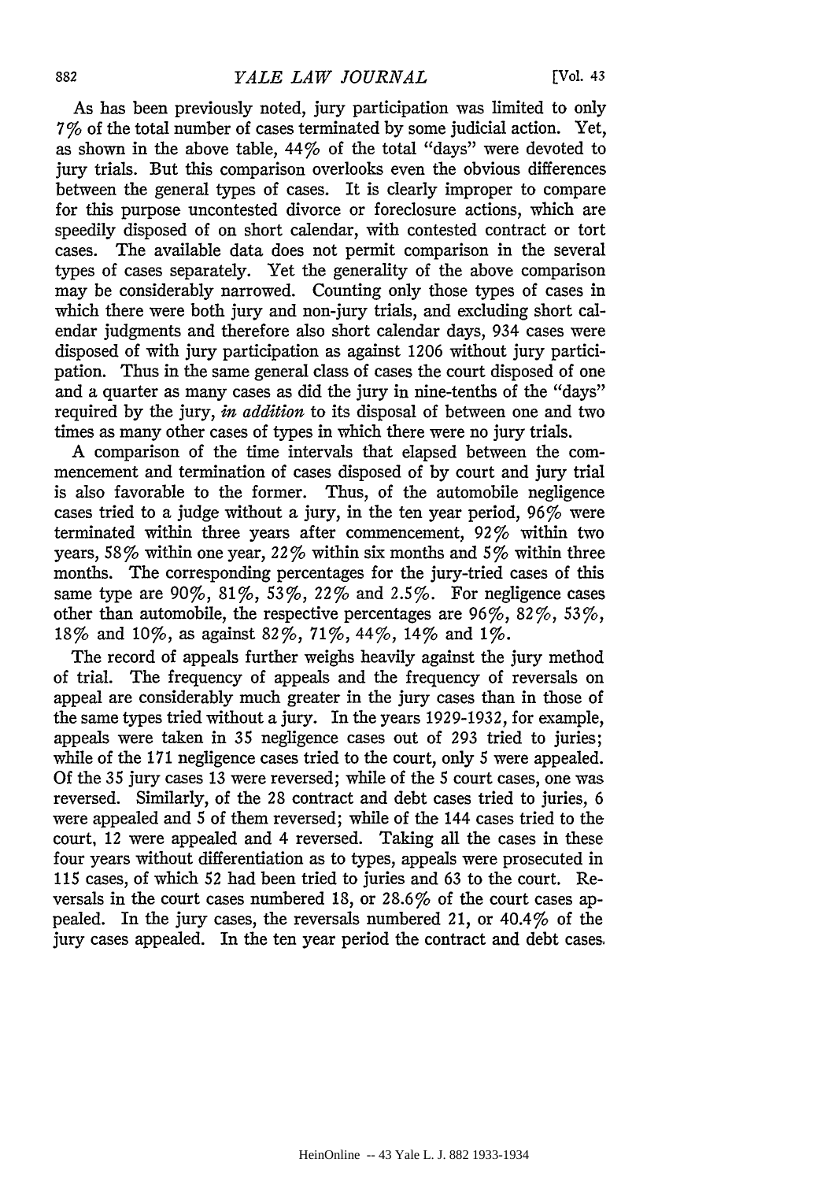As has been previously noted, jury participation was limited to only 7% of the total number of cases terminated by some judicial action. Yet, as shown in the above table, 44% of the total "days" were devoted to jury trials. But this comparison overlooks even the obvious differences between the general types of cases. It is clearly improper to compare for this purpose uncontested divorce or foreclosure actions, which are speedily disposed of on short calendar, with contested contract or tort cases. The available data does not permit comparison in the several types of cases separately. Yet the generality of the above comparison may be considerably narrowed. Counting only those types of cases in which there were both jury and non-jury trials, and excluding short calendar judgments and therefore also short calendar days, 934 cases were disposed of with jury participation as against 1206 without jury participation. Thus in the same general class of cases the court disposed of one and a quarter as many cases as did the jury in nine-tenths of the "days" required by the jury, *in addition* to its disposal of between one and two times as many other cases of types in which there were no jury trials.

A comparison of the time intervals that elapsed between the commencement and termination of cases disposed of by court and jury trial is also favorable to the former. Thus, of the automobile negligence cases tried to a judge without a jury, in the ten year period, 96% were terminated within three years after commencement, 92% within two years, 58% within one year, 22% within six months and 5% within three months. The corresponding percentages for the jury-tried cases of this same type are 90%, 81%, 53%, 22% and 2.5%. For negligence cases other than automobile, the respective percentages are 96%, 82%, 53%, 18% and 10%, as against 82%, 71%, 44%, 14% and 1%.

The record of appeals further weighs heavily against the jury method of trial. The frequency of appeals and the frequency of reversals on appeal are considerably much greater in the jury cases than in those of the same types tried without a jury. In the years 1929-1932, for example, appeals were taken in 35 negligence cases out of 293 tried to juries; while of the 171 negligence cases tried to the court, only 5 were appealed. Of the 35 jury cases 13 were reversed; while of the 5 court cases, one was reversed. Similarly, of the 28 contract and debt cases tried to juries, 6 were appealed and 5 of them reversed; while of the 144 cases tried to the court, 12 were appealed and 4 reversed. Taking all the cases in these four years without differentiation as to types, appeals were prosecuted in 115 cases, of which 52 had been tried to juries and 63 to the court. Reversals in the court cases numbered 18, or 28.6% of the court cases appealed. In the jury cases, the reversals numbered 21, or 40.4% of the jury cases appealed. In the ten year period the contract and debt cases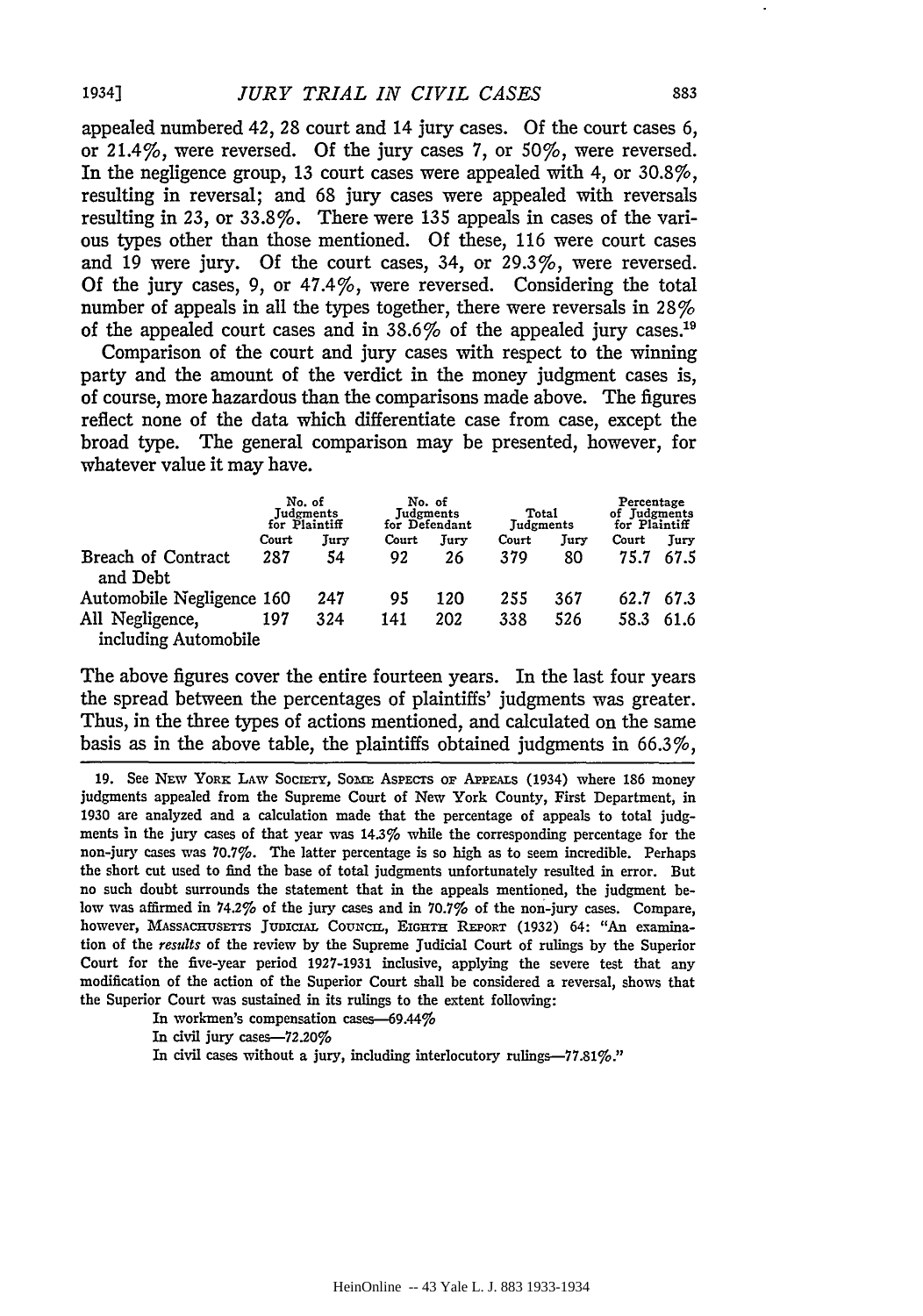appealed numbered 42, 28 court and 14 jury cases. Of the court cases 6, or 21.4%, were reversed. Of the jury cases 7, or 50%, were reversed. In the negligence group, 13 court cases were appealed with 4, or 30.8%, resulting in reversal; and 68 jury cases were appealed with reversals resulting in 23, or 33.8%. There were 135 appeals in cases of the various types other than those mentioned. Of these, 116 were court cases and 19 were jury. Of the court cases, 34, or 29.3%, were reversed. Of the jury cases, 9, or 47.4%, were reversed. Considering the total number of appeals in all the types together, there were reversals in 28% of the appealed court cases and in 38.6% of the appealed jury cases.[19]

Comparison of the court and jury cases with respect to the winning party and the amount of the verdict in the money judgment cases is, of course, more hazardous than the comparisons made above. The figures reflect none of the data which differentiate case from case, except the broad type. The general comparison may be presented, however, for whatever value it may have.

| | No. of Judgments for Plaintiff | | No. of Judgments for Defendant | | Total Judgments | | Percentage of Judgments for Plaintiff | |
|---|---|---|---|---|---|---|---|---|
| | Court | Jury | Court | Jury | Court | Jury | Court | Jury |
| Breach of Contract and Debt | 287 | 54 | 92 | 26 | 379 | 80 | 75.7 | 67.5 |
| Automobile Negligence | 160 | 247 | 95 | 120 | 255 | 367 | 62.7 | 67.3 |
| All Negligence, including Automobile | 197 | 324 | 141 | 202 | 338 | 526 | 58.3 | 61.6 |

The above figures cover the entire fourteen years. In the last four years the spread between the percentages of plaintiffs' judgments was greater. Thus, in the three types of actions mentioned, and calculated on the same basis as in the above table, the plaintiffs obtained judgments in 66.3%,

---

19. See New York Law Society, Some Aspects of Appeals (1934) where 186 money judgments appealed from the Supreme Court of New York County, First Department, in 1930 are analyzed and a calculation made that the percentage of appeals to total judgments in the jury cases of that year was 14.3% while the corresponding percentage for the non-jury cases was 70.7%. The latter percentage is so high as to seem incredible. Perhaps the short cut used to find the base of total judgments unfortunately resulted in error. But no such doubt surrounds the statement that in the appeals mentioned, the judgment below was affirmed in 74.2% of the jury cases and in 70.7% of the non-jury cases. Compare, however, Massachusetts Judicial Council, Eighth Report (1932) 64: "An examination of the *results* of the review by the Supreme Judicial Court of rulings by the Superior Court for the five-year period 1927-1931 inclusive, applying the severe test that any modification of the action of the Superior Court shall be considered a reversal, shows that the Superior Court was sustained in its rulings to the extent following:

In workmen's compensation cases—69.44%

In civil jury cases—72.20%

In civil cases without a jury, including interlocutory rulings—77.81%."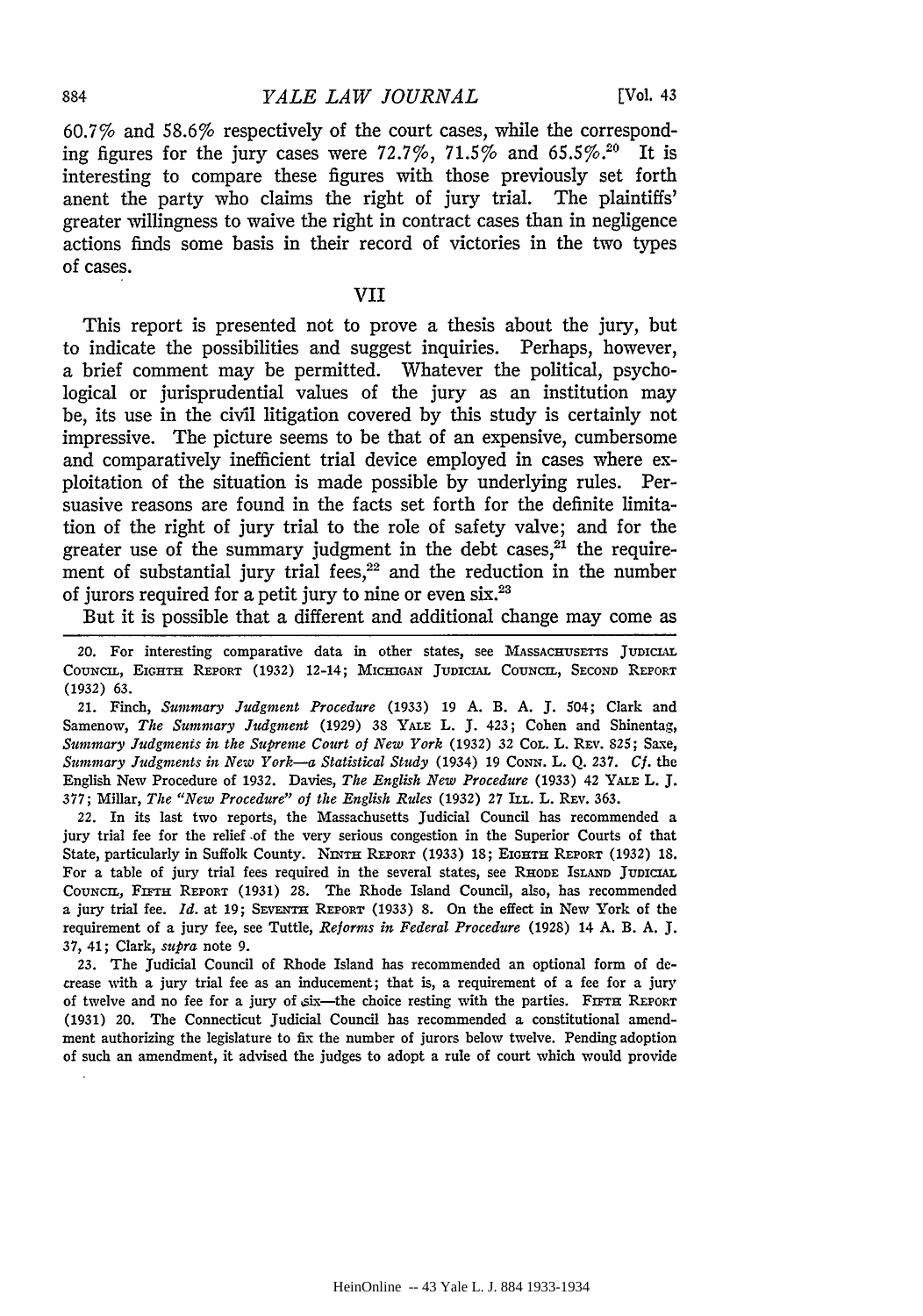60.7% and 58.6% respectively of the court cases, while the corresponding figures for the jury cases were 72.7%, 71.5% and 65.5%.[20] It is interesting to compare these figures with those previously set forth anent the party who claims the right of jury trial. The plaintiffs' greater willingness to waive the right in contract cases than in negligence actions finds some basis in their record of victories in the two types of cases.

## VII

This report is presented not to prove a thesis about the jury, but to indicate the possibilities and suggest inquiries. Perhaps, however, a brief comment may be permitted. Whatever the political, psychological or jurisprudential values of the jury as an institution may be, its use in the civil litigation covered by this study is certainly not impressive. The picture seems to be that of an expensive, cumbersome and comparatively inefficient trial device employed in cases where exploitation of the situation is made possible by underlying rules. Persuasive reasons are found in the facts set forth for the definite limitation of the right of jury trial to the role of safety valve; and for the greater use of the summary judgment in the debt cases,[21] the requirement of substantial jury trial fees,[22] and the reduction in the number of jurors required for a petit jury to nine or even six.[23]

But it is possible that a different and additional change may come as

---

20. For interesting comparative data in other states, see Massachusetts Judicial Council, Eighth Report (1932) 12-14; Michigan Judicial Council, Second Report (1932) 63.

21. Finch, *Summary Judgment Procedure* (1933) 19 A. B. A. J. 504; Clark and Samenow, *The Summary Judgment* (1929) 38 Yale L. J. 423; Cohen and Shinentag, *Summary Judgments in the Supreme Court of New York* (1932) 32 Col. L. Rev. 825; Saxe, *Summary Judgments in New York—a Statistical Study* (1934) 19 Conn. L. Q. 237. *Cf.* the English New Procedure of 1932. Davies, *The English New Procedure* (1933) 42 Yale L. J. 377; Millar, *The "New Procedure" of the English Rules* (1932) 27 Ill. L. Rev. 363.

22. In its last two reports, the Massachusetts Judicial Council has recommended a jury trial fee for the relief of the very serious congestion in the Superior Courts of that State, particularly in Suffolk County. Ninth Report (1933) 18; Eighth Report (1932) 18. For a table of jury trial fees required in the several states, see Rhode Island Judicial Council, Fifth Report (1931) 28. The Rhode Island Council, also, has recommended a jury trial fee. *Id.* at 19; Seventh Report (1933) 8. On the effect in New York of the requirement of a jury fee, see Tuttle, *Reforms in Federal Procedure* (1928) 14 A. B. A. J. 37, 41; Clark, *supra* note 9.

23. The Judicial Council of Rhode Island has recommended an optional form of decrease with a jury trial fee as an inducement; that is, a requirement of a fee for a jury of twelve and no fee for a jury of six—the choice resting with the parties. Fifth Report (1931) 20. The Connecticut Judicial Council has recommended a constitutional amendment authorizing the legislature to fix the number of jurors below twelve. Pending adoption of such an amendment, it advised the judges to adopt a rule of court which would provide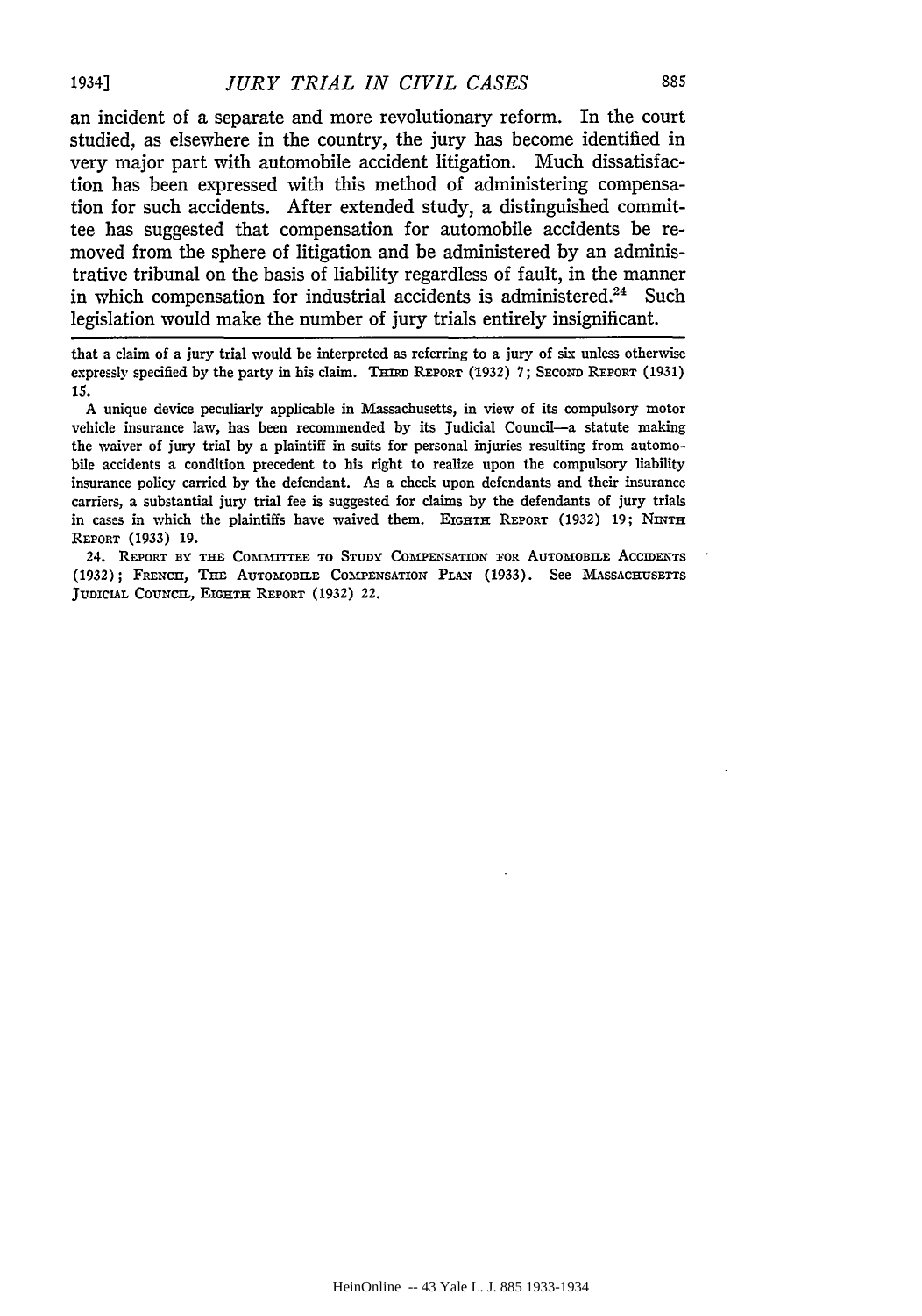an incident of a separate and more revolutionary reform. In the court studied, as elsewhere in the country, the jury has become identified in very major part with automobile accident litigation. Much dissatisfaction has been expressed with this method of administering compensation for such accidents. After extended study, a distinguished committee has suggested that compensation for automobile accidents be removed from the sphere of litigation and be administered by an administrative tribunal on the basis of liability regardless of fault, in the manner in which compensation for industrial accidents is administered.[24] Such legislation would make the number of jury trials entirely insignificant.

---

that a claim of a jury trial would be interpreted as referring to a jury of six unless otherwise expressly specified by the party in his claim. THIRD REPORT (1932) 7; SECOND REPORT (1931) 15.

A unique device peculiarly applicable in Massachusetts, in view of its compulsory motor vehicle insurance law, has been recommended by its Judicial Council—a statute making the waiver of jury trial by a plaintiff in suits for personal injuries resulting from automobile accidents a condition precedent to his right to realize upon the compulsory liability insurance policy carried by the defendant. As a check upon defendants and their insurance carriers, a substantial jury trial fee is suggested for claims by the defendants of jury trials in cases in which the plaintiffs have waived them. EIGHTH REPORT (1932) 19; NINTH REPORT (1933) 19.

24. REPORT BY THE COMMITTEE TO STUDY COMPENSATION FOR AUTOMOBILE ACCIDENTS (1932); FRENCH, THE AUTOMOBILE COMPENSATION PLAN (1933). See MASSACHUSETTS JUDICIAL COUNCIL, EIGHTH REPORT (1932) 22.